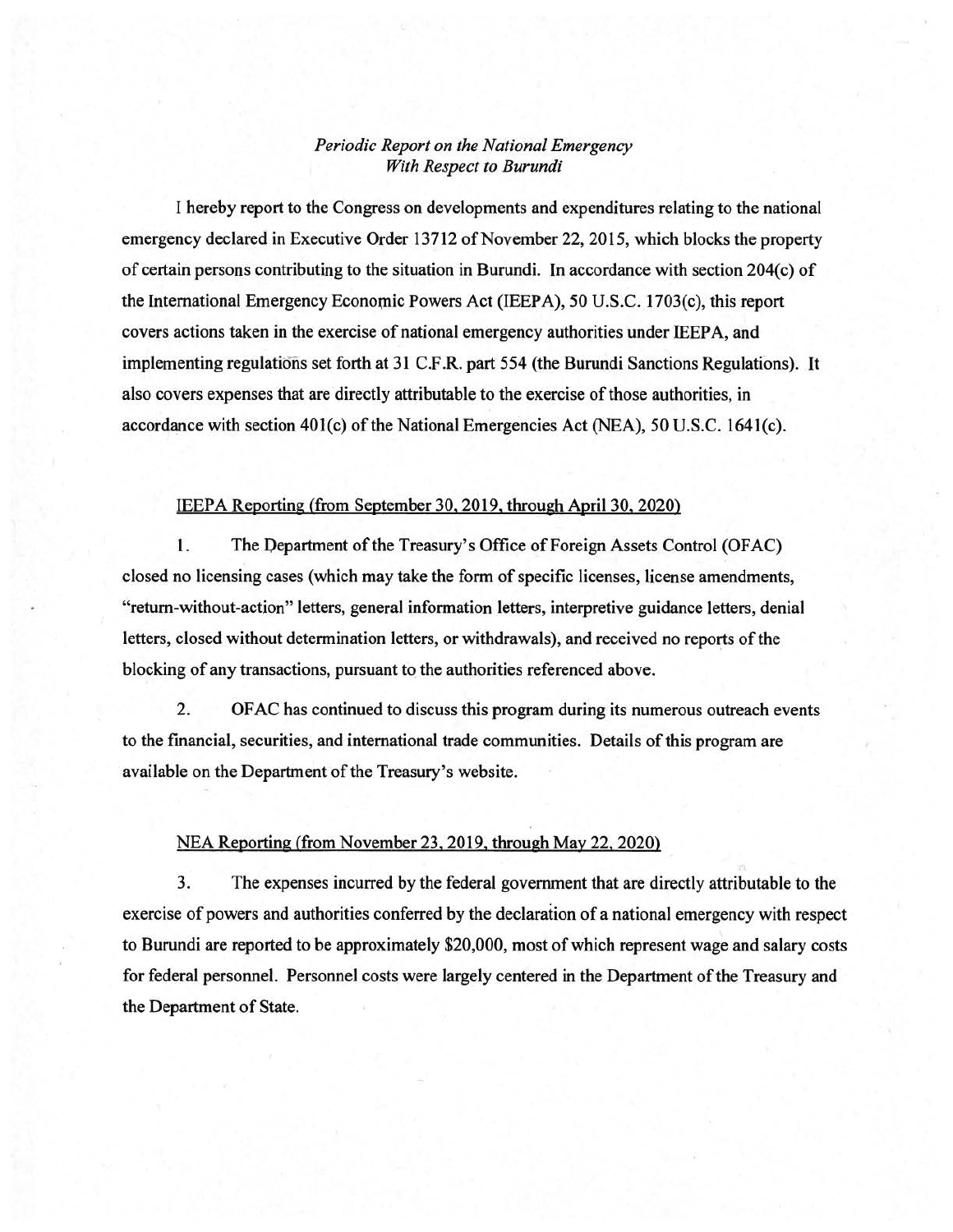*Periodic Report on the National Emergency With Respect to Burundi*

I hereby report to the Congress on developments and expenditures relating to the national emergency declared in Executive Order 13712 of November 22, 2015, which blocks the property of certain persons contributing to the situation in Burundi. In accordance with section 204(c) of the International Emergency Economic Powers Act (IEEPA), 50 U.S.C. 1703(c), this report covers actions taken in the exercise of national emergency authorities under IEEPA, and implementing regulations set forth at 31 C.F.R. part 554 (the Burundi Sanctions Regulations). It also covers expenses that are directly attributable to the exercise of those authorities, in accordance with section 401(c) of the National Emergencies Act (NEA), 50 U.S.C. 1641(c).

IEEPA Reporting (from September 30, 2019, through April 30, 2020)

1. The Department of the Treasury's Office of Foreign Assets Control (OFAC) closed no licensing cases (which may take the form of specific licenses, license amendments, "return-without-action" letters, general information letters, interpretive guidance letters, denial letters, closed without determination letters, or withdrawals), and received no reports of the blocking of any transactions, pursuant to the authorities referenced above.

2. OFAC has continued to discuss this program during its numerous outreach events to the financial, securities, and international trade communities. Details of this program are available on the Department of the Treasury's website.

NEA Reporting (from November 23, 2019, through May 22, 2020)

3. The expenses incurred by the federal government that are directly attributable to the exercise of powers and authorities conferred by the declaration of a national emergency with respect to Burundi are reported to be approximately $20,000, most of which represent wage and salary costs for federal personnel. Personnel costs were largely centered in the Department of the Treasury and the Department of State.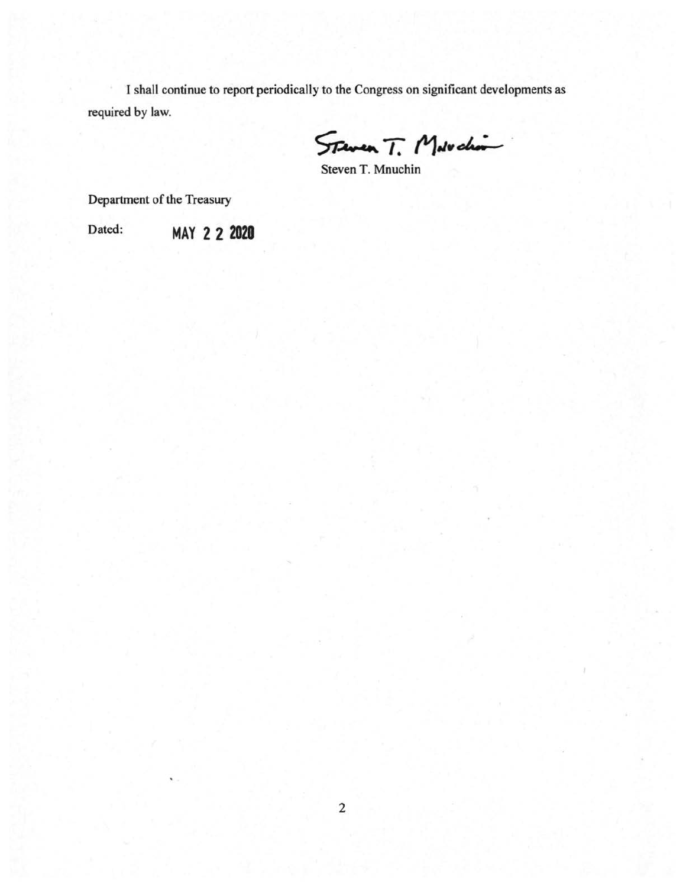I shall continue to report periodically to the Congress on significant developments as required by law.

Steven T. Mnuchin

Department of the Treasury

Dated: MAY 2 2 2020